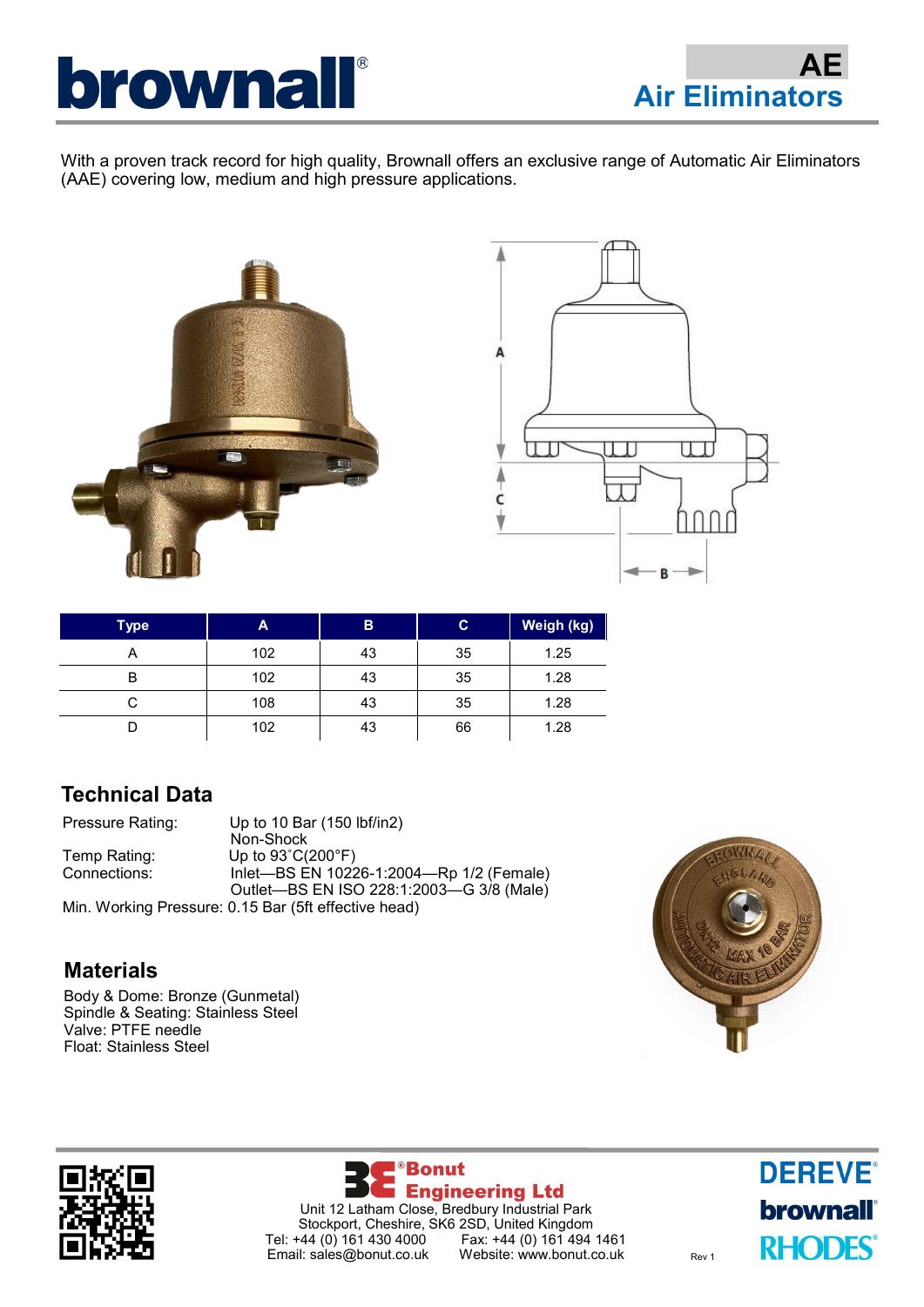# brownall®

## AE
## Air Eliminators

With a proven track record for high quality, Brownall offers an exclusive range of Automatic Air Eliminators (AAE) covering low, medium and high pressure applications.

| Type | A | B | C | Weigh (kg) |
|---|---|---|---|---|
| A | 102 | 43 | 35 | 1.25 |
| B | 102 | 43 | 35 | 1.28 |
| C | 108 | 43 | 35 | 1.28 |
| D | 102 | 43 | 66 | 1.28 |

## Technical Data

Pressure Rating: Up to 10 Bar (150 lbf/in2)
Non-Shock

Temp Rating: Up to 93˚C(200°F)

Connections: Inlet—BS EN 10226-1:2004—Rp 1/2 (Female)
Outlet—BS EN ISO 228:1:2003—G 3/8 (Male)

Min. Working Pressure: 0.15 Bar (5ft effective head)

## Materials

Body & Dome: Bronze (Gunmetal)
Spindle & Seating: Stainless Steel
Valve: PTFE needle
Float: Stainless Steel

**Bonut Engineering Ltd**
Unit 12 Latham Close, Bredbury Industrial Park
Stockport, Cheshire, SK6 2SD, United Kingdom
Tel: +44 (0) 161 430 4000 Fax: +44 (0) 161 494 1461
Email: sales@bonut.co.uk Website: www.bonut.co.uk

Rev 1

DEREVE® brownall® RHODES®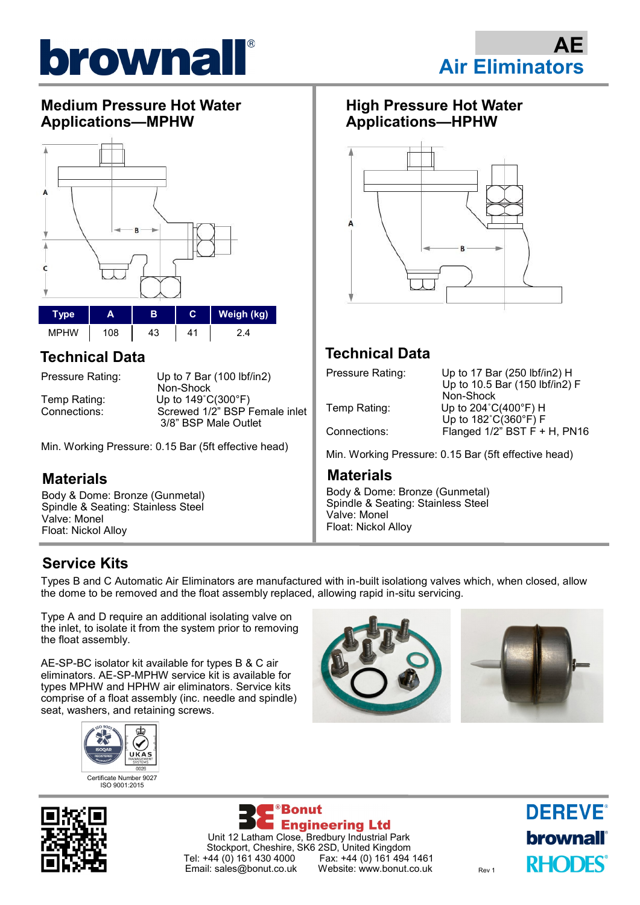# AE Air Eliminators

## Medium Pressure Hot Water Applications—MPHW

A

B

C

| Type | A | B | C | Weigh (kg) |
|---|---|---|---|---|
| MPHW | 108 | 43 | 41 | 2.4 |

### Technical Data

Pressure Rating: Up to 7 Bar (100 lbf/in2) Non-Shock

Temp Rating: Up to 149˚C(300°F)

Connections: Screwed 1/2" BSP Female inlet 3/8" BSP Male Outlet

Min. Working Pressure: 0.15 Bar (5ft effective head)

### Materials

Body & Dome: Bronze (Gunmetal)
Spindle & Seating: Stainless Steel
Valve: Monel
Float: Nickol Alloy

## High Pressure Hot Water Applications—HPHW

A

B

### Technical Data

Pressure Rating: Up to 17 Bar (250 lbf/in2) H
Up to 10.5 Bar (150 lbf/in2) F
Non-Shock

Temp Rating: Up to 204˚C(400°F) H
Up to 182˚C(360°F) F

Connections: Flanged 1/2" BST F + H, PN16

Min. Working Pressure: 0.15 Bar (5ft effective head)

### Materials

Body & Dome: Bronze (Gunmetal)
Spindle & Seating: Stainless Steel
Valve: Monel
Float: Nickol Alloy

## Service Kits

Types B and C Automatic Air Eliminators are manufactured with in-built isolationg valves which, when closed, allow the dome to be removed and the float assembly replaced, allowing rapid in-situ servicing.

Type A and D require an additional isolating valve on the inlet, to isolate it from the system prior to removing the float assembly.

AE-SP-BC isolator kit available for types B & C air eliminators. AE-SP-MPHW service kit is available for types MPHW and HPHW air eliminators. Service kits comprise of a float assembly (inc. needle and spindle) seat, washers, and retaining screws.

Certificate Number 9027
ISO 9001:2015

Bonut Engineering Ltd
Unit 12 Latham Close, Bredbury Industrial Park
Stockport, Cheshire, SK6 2SD, United Kingdom
Tel: +44 (0) 161 430 4000 Fax: +44 (0) 161 494 1461
Email: sales@bonut.co.uk Website: www.bonut.co.uk

Rev 1